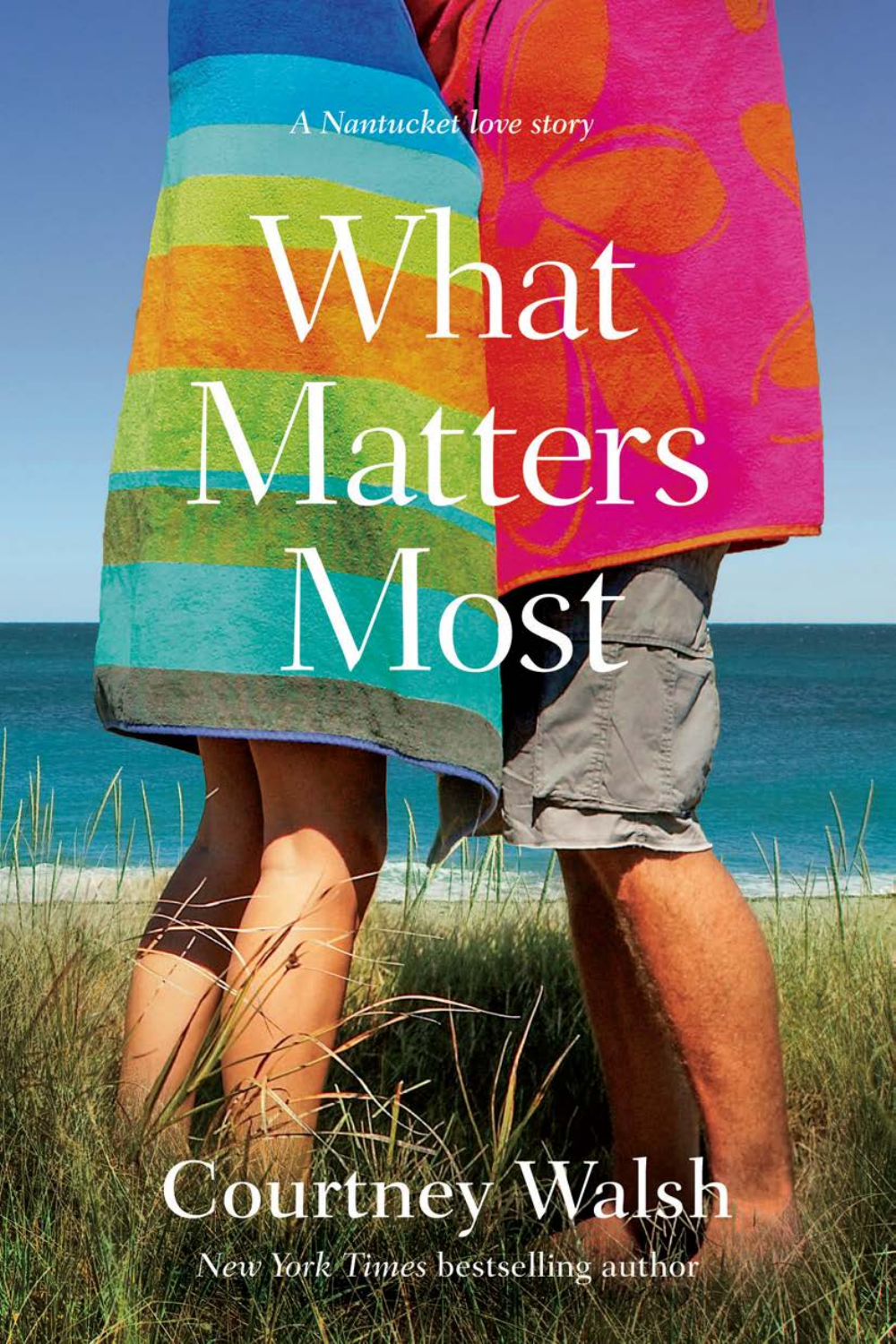*A Nantucket love story*

# What Matters Most

## Courtney Walsh

*New York Times* bestselling author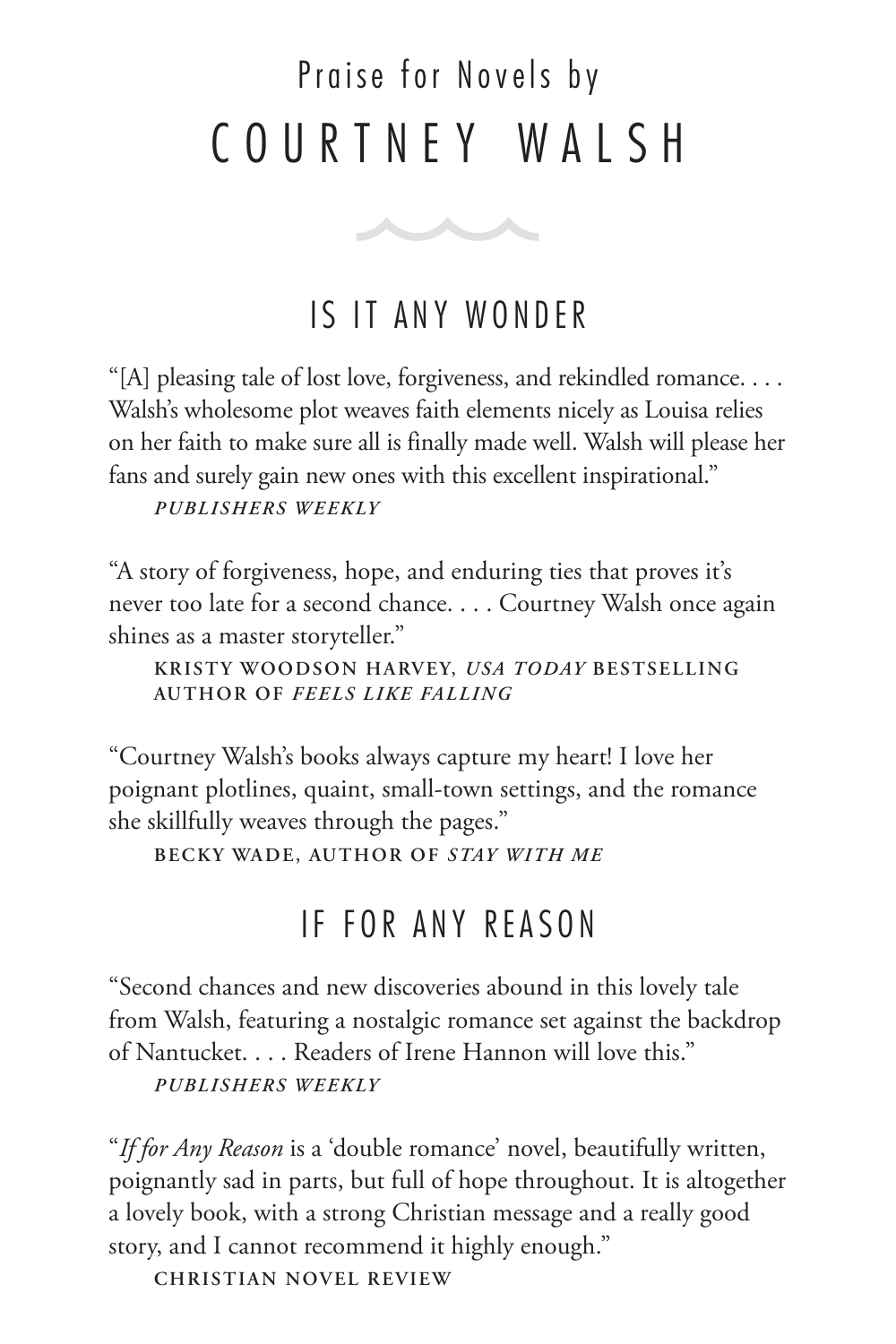# Praise for Novels by COURTNEY WALSH

## IS IT ANY WONDER

"[A] pleasing tale of lost love, forgiveness, and rekindled romance. . . . Walsh's wholesome plot weaves faith elements nicely as Louisa relies on her faith to make sure all is finally made well. Walsh will please her fans and surely gain new ones with this excellent inspirational."

*PUBLISHERS WEEKLY*

"A story of forgiveness, hope, and enduring ties that proves it's never too late for a second chance. . . . Courtney Walsh once again shines as a master storyteller."

KRISTY WOODSON HARVEY, *USA TODAY* BESTSELLING AUTHOR OF *FEELS LIKE FALLING*

"Courtney Walsh's books always capture my heart! I love her poignant plotlines, quaint, small-town settings, and the romance she skillfully weaves through the pages."

BECKY WADE, AUTHOR OF *STAY WITH ME*

## IF FOR ANY REASON

"Second chances and new discoveries abound in this lovely tale from Walsh, featuring a nostalgic romance set against the backdrop of Nantucket. . . . Readers of Irene Hannon will love this."

*PUBLISHERS WEEKLY*

"*If for Any Reason* is a 'double romance' novel, beautifully written, poignantly sad in parts, but full of hope throughout. It is altogether a lovely book, with a strong Christian message and a really good story, and I cannot recommend it highly enough."

CHRISTIAN NOVEL REVIEW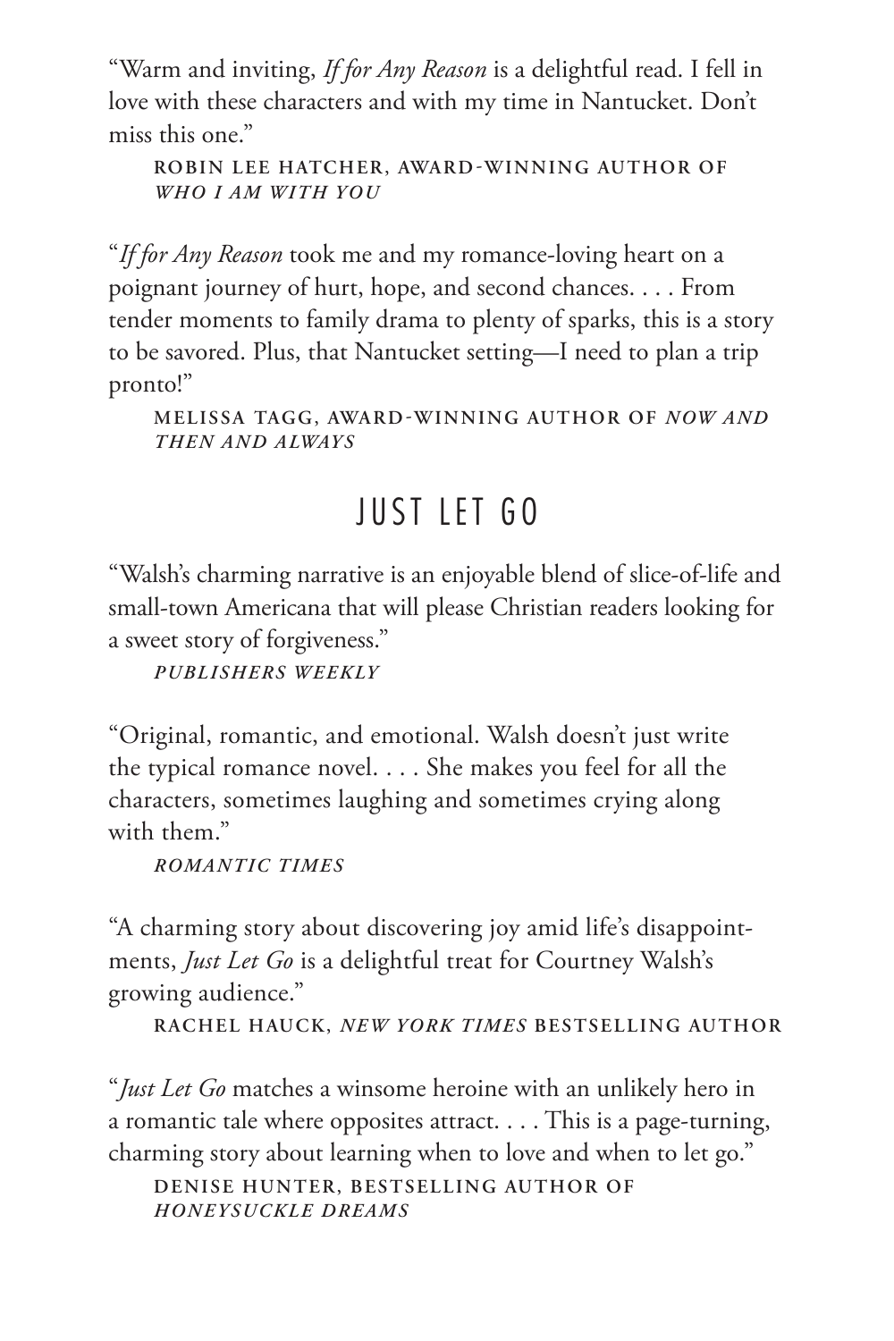"Warm and inviting, *If for Any Reason* is a delightful read. I fell in love with these characters and with my time in Nantucket. Don't miss this one."

ROBIN LEE HATCHER, AWARD-WINNING AUTHOR OF *WHO I AM WITH YOU*

"*If for Any Reason* took me and my romance-loving heart on a poignant journey of hurt, hope, and second chances. . . . From tender moments to family drama to plenty of sparks, this is a story to be savored. Plus, that Nantucket setting—I need to plan a trip pronto!"

MELISSA TAGG, AWARD-WINNING AUTHOR OF *NOW AND THEN AND ALWAYS*

## JUST LET GO

"Walsh's charming narrative is an enjoyable blend of slice-of-life and small-town Americana that will please Christian readers looking for a sweet story of forgiveness."

*PUBLISHERS WEEKLY*

"Original, romantic, and emotional. Walsh doesn't just write the typical romance novel. . . . She makes you feel for all the characters, sometimes laughing and sometimes crying along with them."

*ROMANTIC TIMES*

"A charming story about discovering joy amid life's disappointments, *Just Let Go* is a delightful treat for Courtney Walsh's growing audience."

RACHEL HAUCK, *NEW YORK TIMES* BESTSELLING AUTHOR

"*Just Let Go* matches a winsome heroine with an unlikely hero in a romantic tale where opposites attract. . . . This is a page-turning, charming story about learning when to love and when to let go."

DENISE HUNTER, BESTSELLING AUTHOR OF *HONEYSUCKLE DREAMS*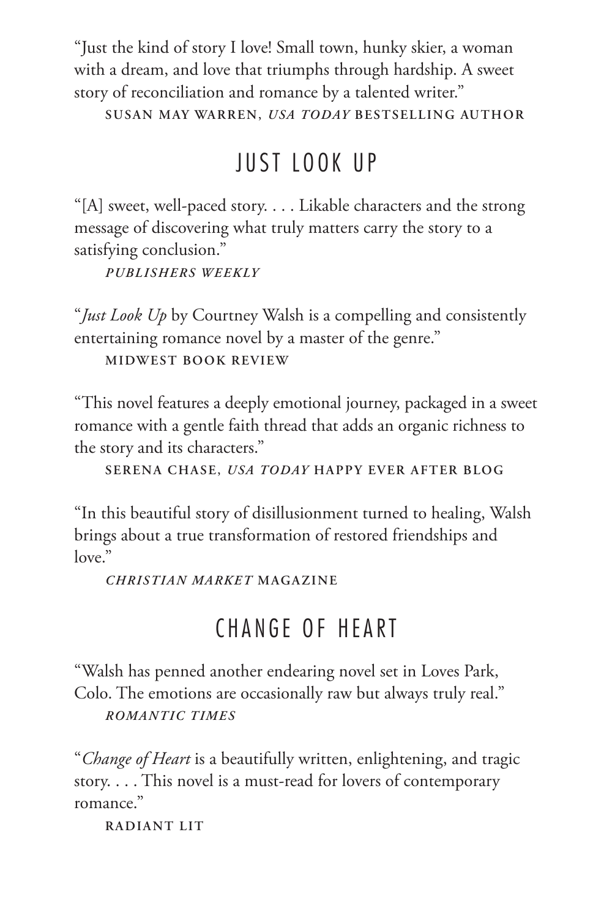"Just the kind of story I love! Small town, hunky skier, a woman with a dream, and love that triumphs through hardship. A sweet story of reconciliation and romance by a talented writer."

SUSAN MAY WARREN, *USA TODAY* BESTSELLING AUTHOR

## JUST LOOK UP

"[A] sweet, well-paced story. . . . Likable characters and the strong message of discovering what truly matters carry the story to a satisfying conclusion."

*PUBLISHERS WEEKLY*

"*Just Look Up* by Courtney Walsh is a compelling and consistently entertaining romance novel by a master of the genre."

MIDWEST BOOK REVIEW

"This novel features a deeply emotional journey, packaged in a sweet romance with a gentle faith thread that adds an organic richness to the story and its characters."

SERENA CHASE, *USA TODAY* HAPPY EVER AFTER BLOG

"In this beautiful story of disillusionment turned to healing, Walsh brings about a true transformation of restored friendships and love."

*CHRISTIAN MARKET* MAGAZINE

## CHANGE OF HEART

"Walsh has penned another endearing novel set in Loves Park, Colo. The emotions are occasionally raw but always truly real."

*ROMANTIC TIMES*

"*Change of Heart* is a beautifully written, enlightening, and tragic story. . . . This novel is a must-read for lovers of contemporary romance."

RADIANT LIT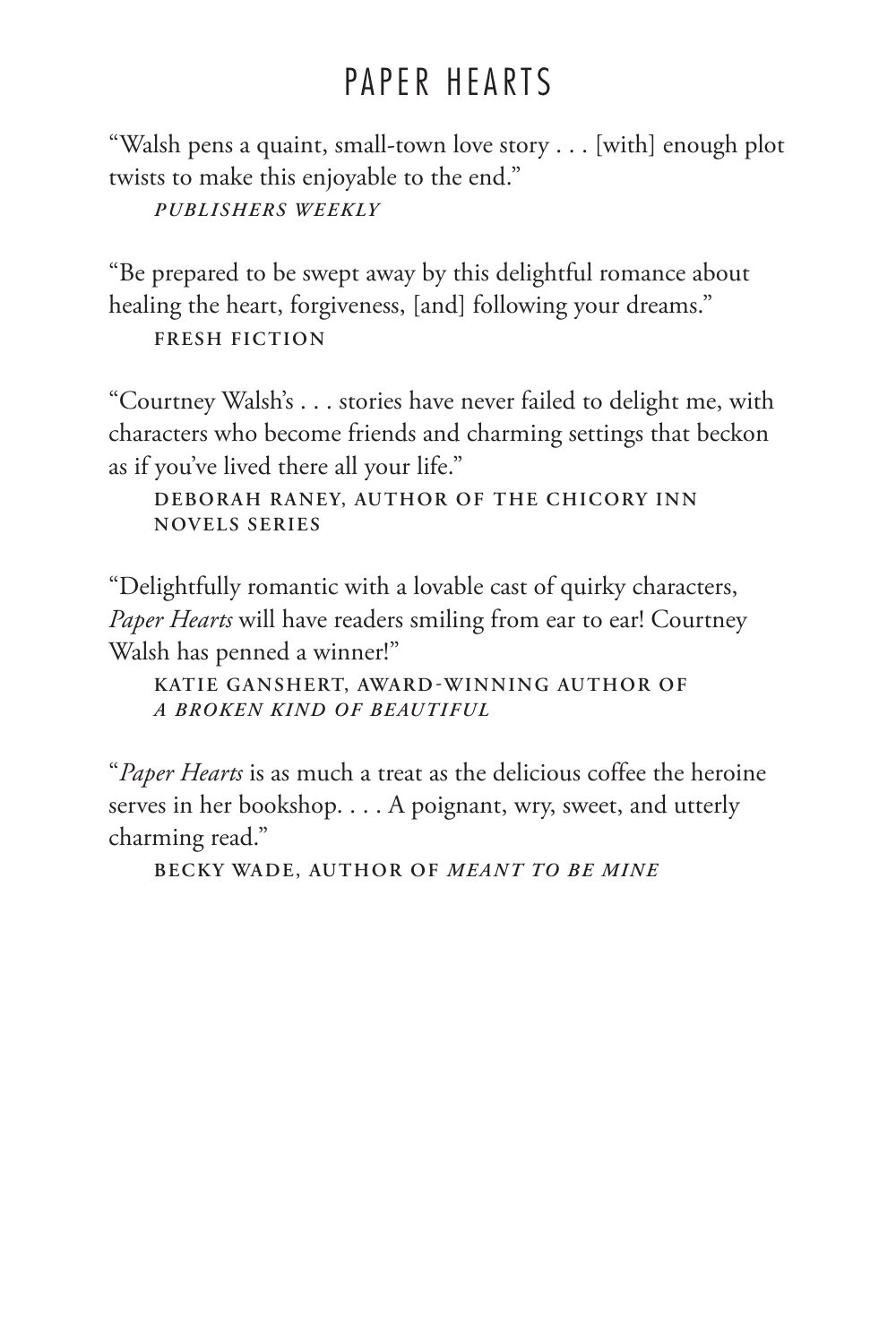# PAPER HEARTS

"Walsh pens a quaint, small-town love story . . . [with] enough plot twists to make this enjoyable to the end."

*PUBLISHERS WEEKLY*

"Be prepared to be swept away by this delightful romance about healing the heart, forgiveness, [and] following your dreams."

FRESH FICTION

"Courtney Walsh's . . . stories have never failed to delight me, with characters who become friends and charming settings that beckon as if you've lived there all your life."

DEBORAH RANEY, AUTHOR OF THE CHICORY INN NOVELS SERIES

"Delightfully romantic with a lovable cast of quirky characters, *Paper Hearts* will have readers smiling from ear to ear! Courtney Walsh has penned a winner!"

KATIE GANSHERT, AWARD-WINNING AUTHOR OF *A BROKEN KIND OF BEAUTIFUL*

"*Paper Hearts* is as much a treat as the delicious coffee the heroine serves in her bookshop. . . . A poignant, wry, sweet, and utterly charming read."

BECKY WADE, AUTHOR OF *MEANT TO BE MINE*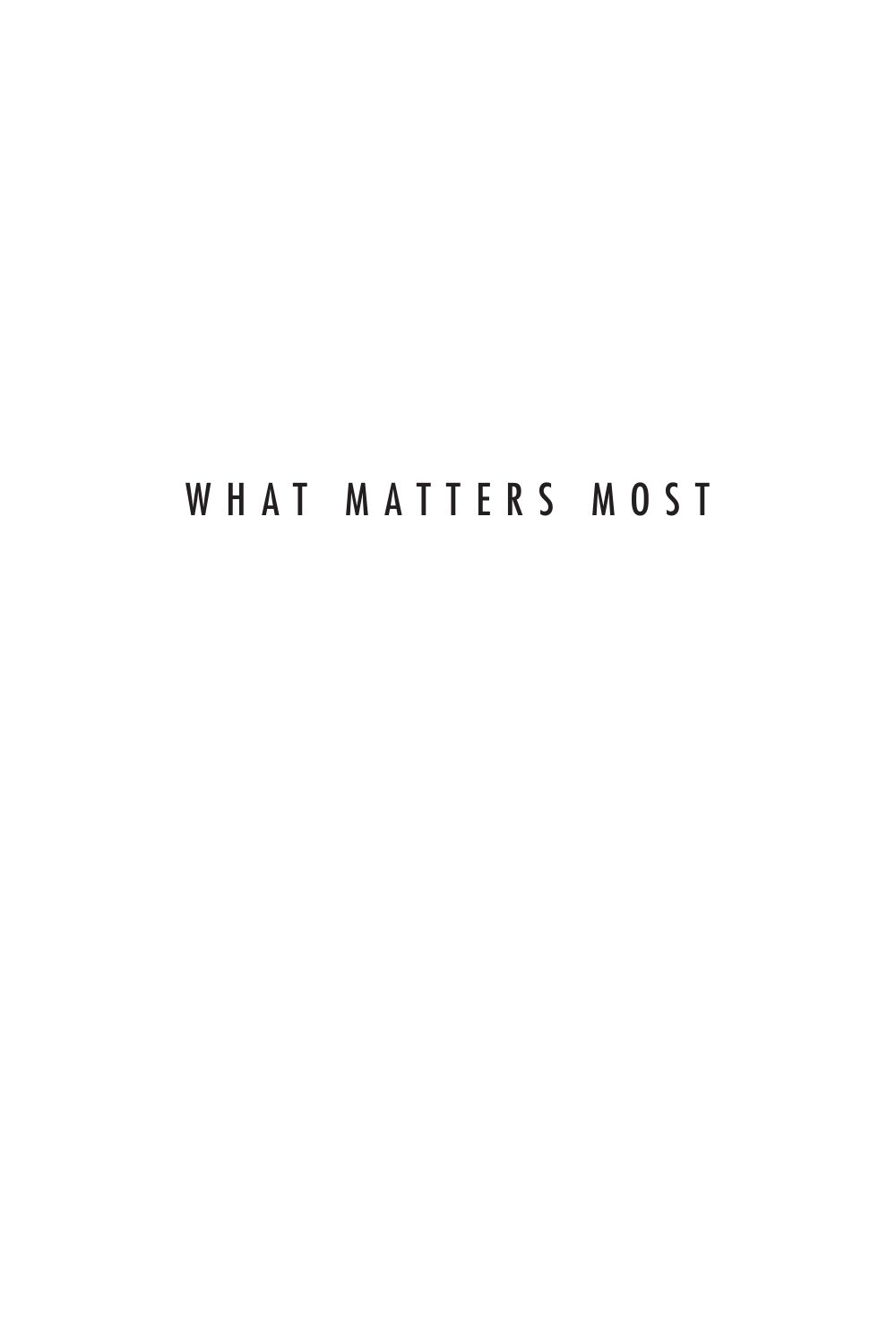# WHAT MATTERS MOST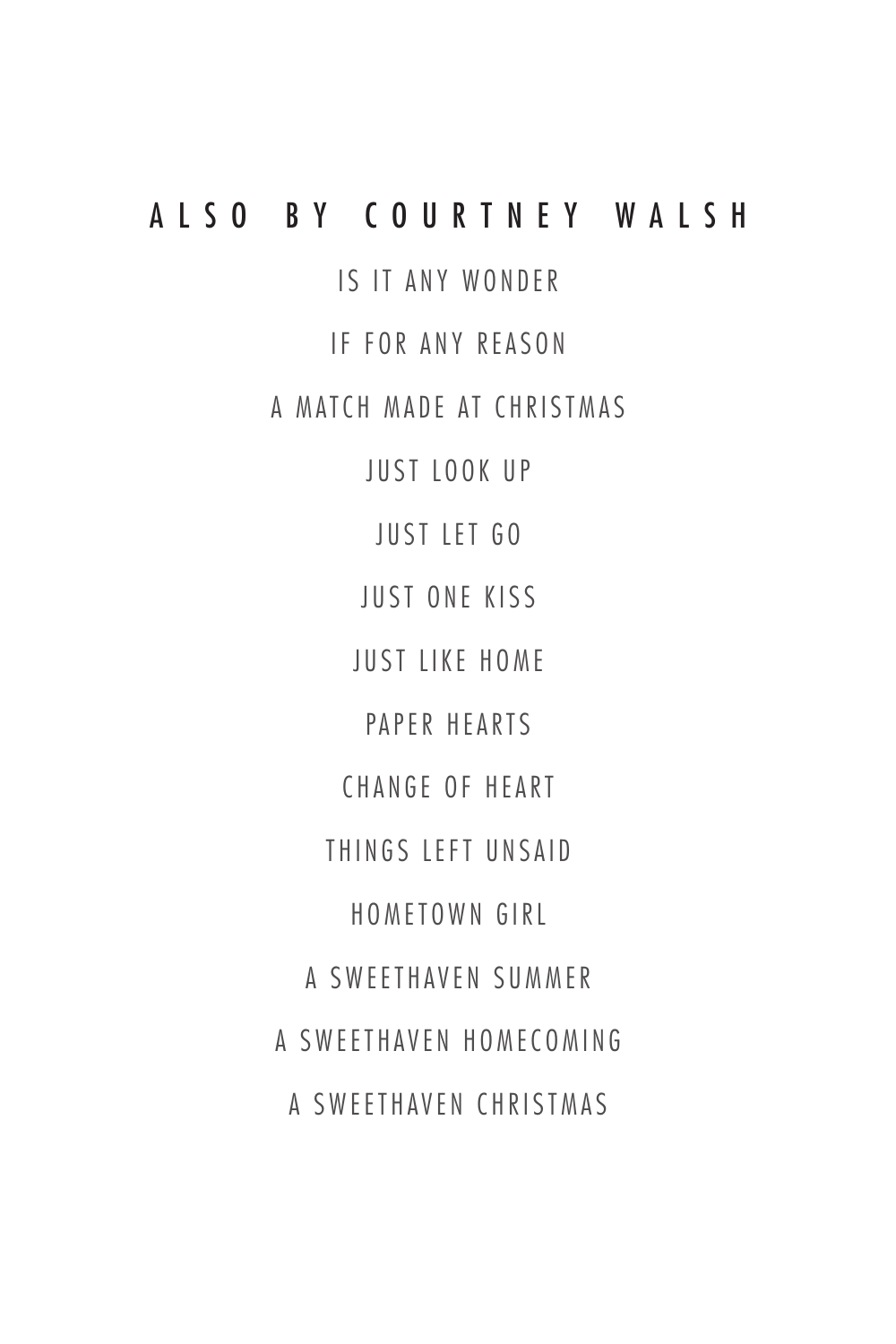## ALSO BY COURTNEY WALSH

IS IT ANY WONDER

IF FOR ANY REASON

A MATCH MADE AT CHRISTMAS

JUST LOOK UP

JUST LET GO

JUST ONE KISS

JUST LIKE HOME

PAPER HEARTS

CHANGE OF HEART

THINGS LEFT UNSAID

HOMETOWN GIRL

A SWEETHAVEN SUMMER

A SWEETHAVEN HOMECOMING

A SWEETHAVEN CHRISTMAS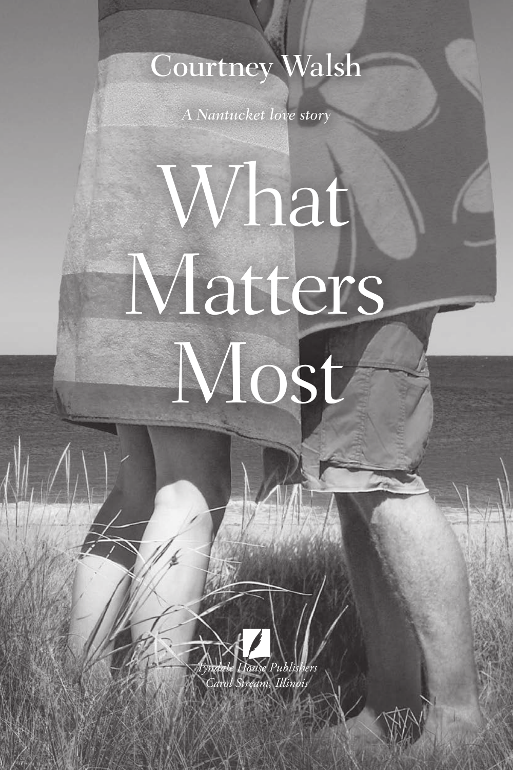Courtney Walsh

*A Nantucket love story*

# What Matters Most

*Tyndale House Publishers*
*Carol Stream, Illinois*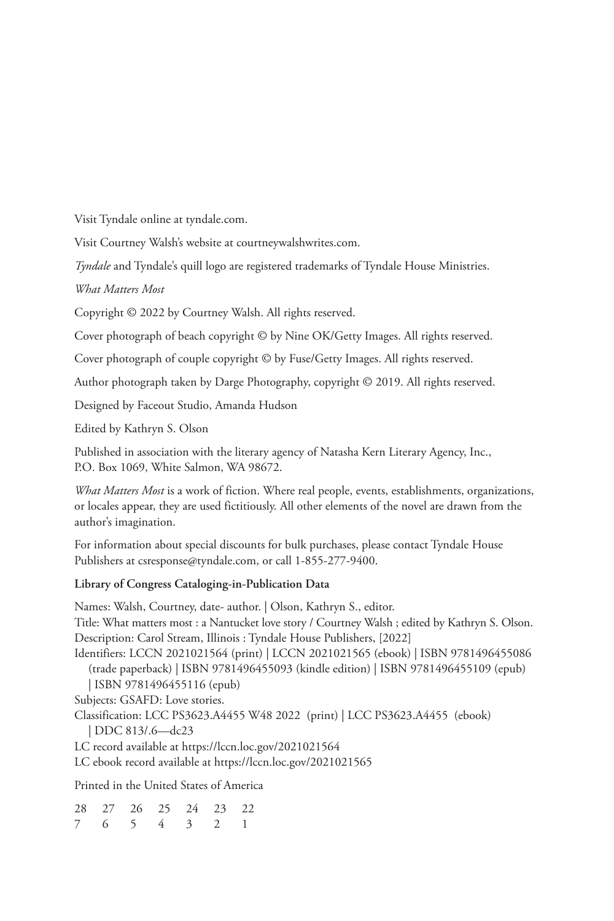Visit Tyndale online at tyndale.com.

Visit Courtney Walsh's website at courtneywalshwrites.com.

*Tyndale* and Tyndale's quill logo are registered trademarks of Tyndale House Ministries.

*What Matters Most*

Copyright © 2022 by Courtney Walsh. All rights reserved.

Cover photograph of beach copyright © by Nine OK/Getty Images. All rights reserved.

Cover photograph of couple copyright © by Fuse/Getty Images. All rights reserved.

Author photograph taken by Darge Photography, copyright © 2019. All rights reserved.

Designed by Faceout Studio, Amanda Hudson

Edited by Kathryn S. Olson

Published in association with the literary agency of Natasha Kern Literary Agency, Inc., P.O. Box 1069, White Salmon, WA 98672.

*What Matters Most* is a work of fiction. Where real people, events, establishments, organizations, or locales appear, they are used fictitiously. All other elements of the novel are drawn from the author's imagination.

For information about special discounts for bulk purchases, please contact Tyndale House Publishers at csresponse@tyndale.com, or call 1-855-277-9400.

**Library of Congress Cataloging-in-Publication Data**

Names: Walsh, Courtney, date- author. | Olson, Kathryn S., editor.
Title: What matters most : a Nantucket love story / Courtney Walsh ; edited by Kathryn S. Olson.
Description: Carol Stream, Illinois : Tyndale House Publishers, [2022]
Identifiers: LCCN 2021021564 (print) | LCCN 2021021565 (ebook) | ISBN 9781496455086 (trade paperback) | ISBN 9781496455093 (kindle edition) | ISBN 9781496455109 (epub) | ISBN 9781496455116 (epub)
Subjects: GSAFD: Love stories.
Classification: LCC PS3623.A4455 W48 2022 (print) | LCC PS3623.A4455 (ebook) | DDC 813/.6—dc23
LC record available at https://lccn.loc.gov/2021021564
LC ebook record available at https://lccn.loc.gov/2021021565

Printed in the United States of America

28 27 26 25 24 23 22
7 6 5 4 3 2 1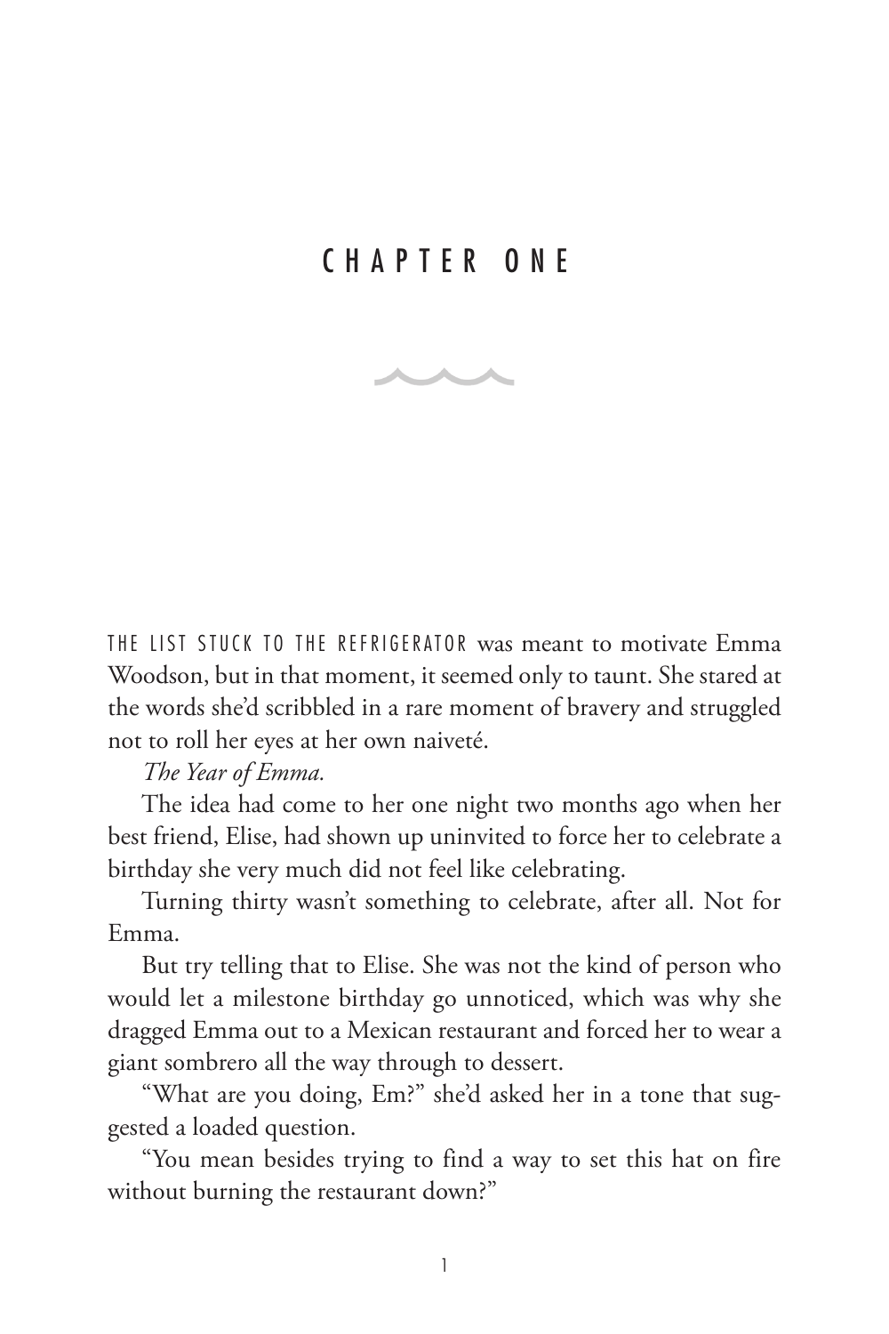# CHAPTER ONE

THE LIST STUCK TO THE REFRIGERATOR was meant to motivate Emma Woodson, but in that moment, it seemed only to taunt. She stared at the words she'd scribbled in a rare moment of bravery and struggled not to roll her eyes at her own naiveté.

*The Year of Emma.*

The idea had come to her one night two months ago when her best friend, Elise, had shown up uninvited to force her to celebrate a birthday she very much did not feel like celebrating.

Turning thirty wasn't something to celebrate, after all. Not for Emma.

But try telling that to Elise. She was not the kind of person who would let a milestone birthday go unnoticed, which was why she dragged Emma out to a Mexican restaurant and forced her to wear a giant sombrero all the way through to dessert.

"What are you doing, Em?" she'd asked her in a tone that suggested a loaded question.

"You mean besides trying to find a way to set this hat on fire without burning the restaurant down?"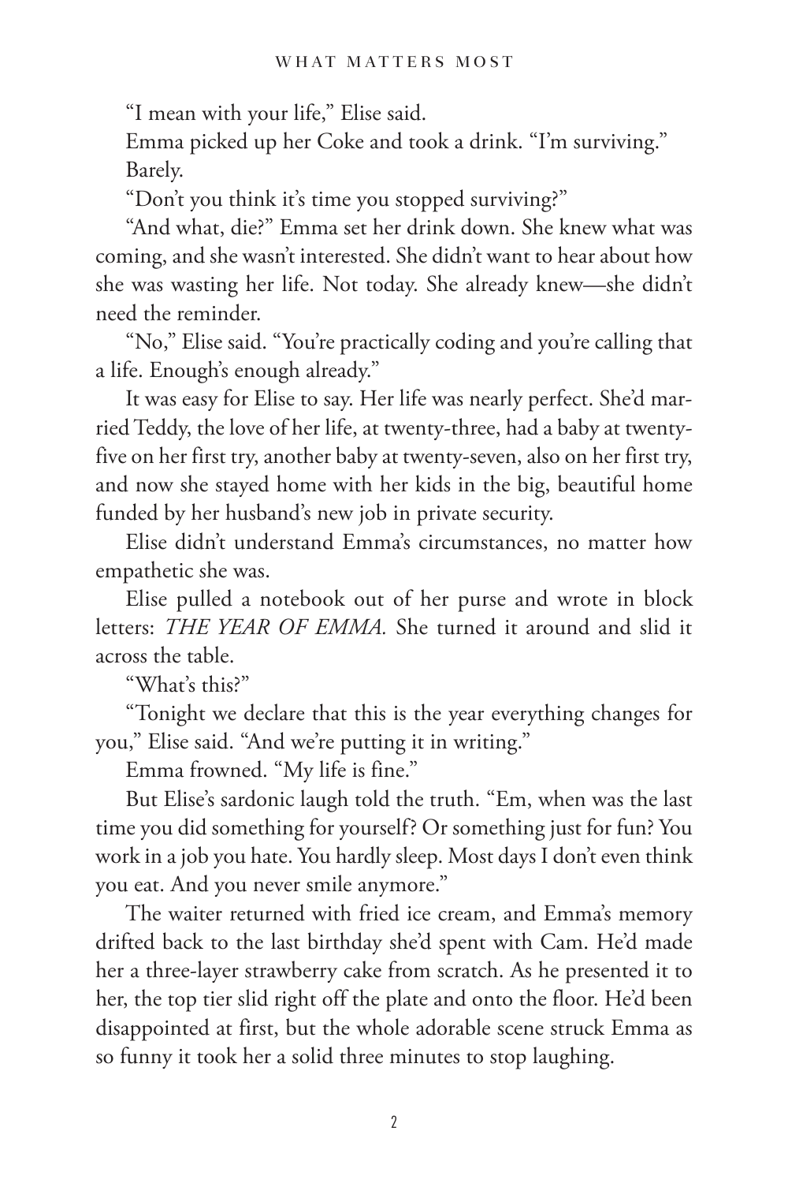"I mean with your life," Elise said.

Emma picked up her Coke and took a drink. "I'm surviving." Barely.

"Don't you think it's time you stopped surviving?"

"And what, die?" Emma set her drink down. She knew what was coming, and she wasn't interested. She didn't want to hear about how she was wasting her life. Not today. She already knew—she didn't need the reminder.

"No," Elise said. "You're practically coding and you're calling that a life. Enough's enough already."

It was easy for Elise to say. Her life was nearly perfect. She'd married Teddy, the love of her life, at twenty-three, had a baby at twenty-five on her first try, another baby at twenty-seven, also on her first try, and now she stayed home with her kids in the big, beautiful home funded by her husband's new job in private security.

Elise didn't understand Emma's circumstances, no matter how empathetic she was.

Elise pulled a notebook out of her purse and wrote in block letters: *THE YEAR OF EMMA.* She turned it around and slid it across the table.

"What's this?"

"Tonight we declare that this is the year everything changes for you," Elise said. "And we're putting it in writing."

Emma frowned. "My life is fine."

But Elise's sardonic laugh told the truth. "Em, when was the last time you did something for yourself? Or something just for fun? You work in a job you hate. You hardly sleep. Most days I don't even think you eat. And you never smile anymore."

The waiter returned with fried ice cream, and Emma's memory drifted back to the last birthday she'd spent with Cam. He'd made her a three-layer strawberry cake from scratch. As he presented it to her, the top tier slid right off the plate and onto the floor. He'd been disappointed at first, but the whole adorable scene struck Emma as so funny it took her a solid three minutes to stop laughing.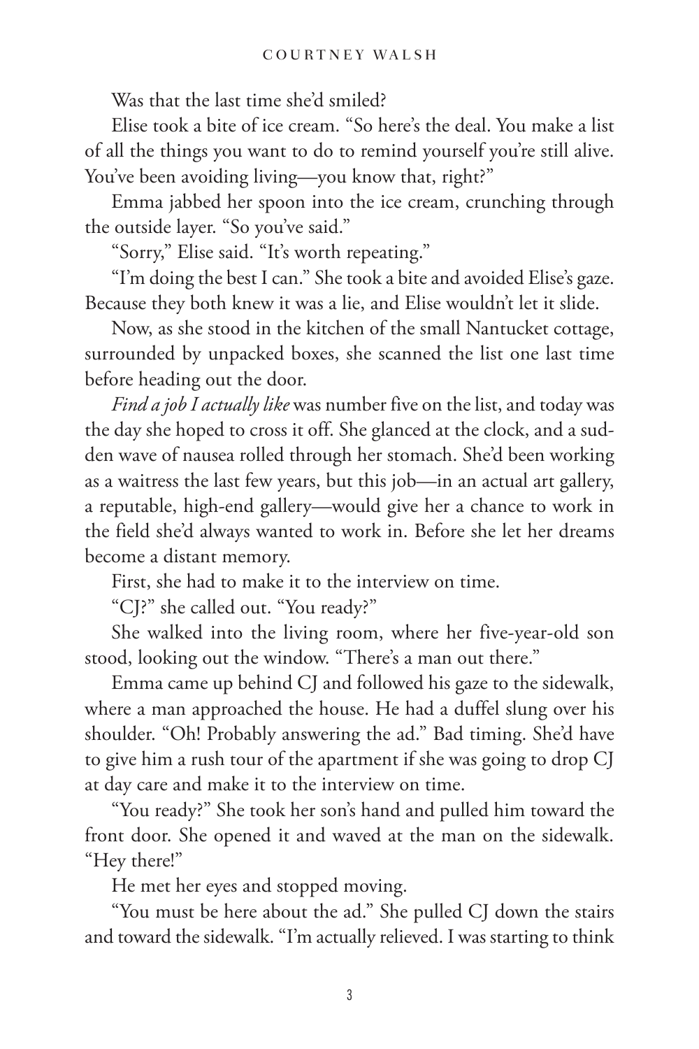Was that the last time she'd smiled?

Elise took a bite of ice cream. "So here's the deal. You make a list of all the things you want to do to remind yourself you're still alive. You've been avoiding living—you know that, right?"

Emma jabbed her spoon into the ice cream, crunching through the outside layer. "So you've said."

"Sorry," Elise said. "It's worth repeating."

"I'm doing the best I can." She took a bite and avoided Elise's gaze. Because they both knew it was a lie, and Elise wouldn't let it slide.

Now, as she stood in the kitchen of the small Nantucket cottage, surrounded by unpacked boxes, she scanned the list one last time before heading out the door.

*Find a job I actually like* was number five on the list, and today was the day she hoped to cross it off. She glanced at the clock, and a sudden wave of nausea rolled through her stomach. She'd been working as a waitress the last few years, but this job—in an actual art gallery, a reputable, high-end gallery—would give her a chance to work in the field she'd always wanted to work in. Before she let her dreams become a distant memory.

First, she had to make it to the interview on time.

"CJ?" she called out. "You ready?"

She walked into the living room, where her five-year-old son stood, looking out the window. "There's a man out there."

Emma came up behind CJ and followed his gaze to the sidewalk, where a man approached the house. He had a duffel slung over his shoulder. "Oh! Probably answering the ad." Bad timing. She'd have to give him a rush tour of the apartment if she was going to drop CJ at day care and make it to the interview on time.

"You ready?" She took her son's hand and pulled him toward the front door. She opened it and waved at the man on the sidewalk. "Hey there!"

He met her eyes and stopped moving.

"You must be here about the ad." She pulled CJ down the stairs and toward the sidewalk. "I'm actually relieved. I was starting to think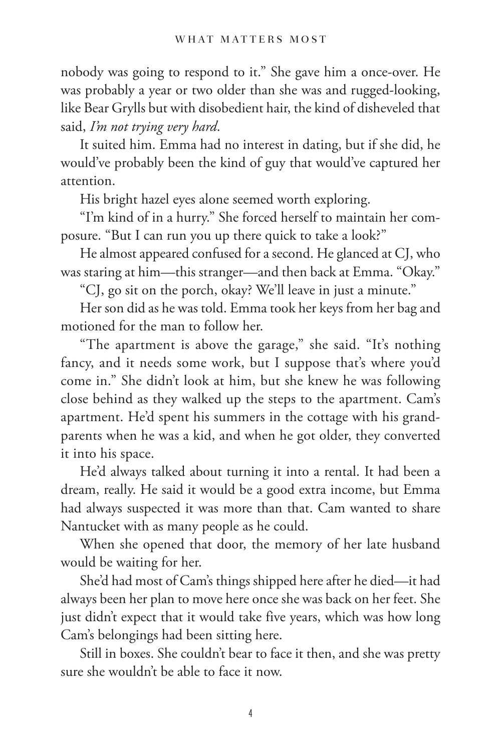nobody was going to respond to it." She gave him a once-over. He was probably a year or two older than she was and rugged-looking, like Bear Grylls but with disobedient hair, the kind of disheveled that said, *I'm not trying very hard*.

It suited him. Emma had no interest in dating, but if she did, he would've probably been the kind of guy that would've captured her attention.

His bright hazel eyes alone seemed worth exploring.

"I'm kind of in a hurry." She forced herself to maintain her composure. "But I can run you up there quick to take a look?"

He almost appeared confused for a second. He glanced at CJ, who was staring at him—this stranger—and then back at Emma. "Okay."

"CJ, go sit on the porch, okay? We'll leave in just a minute."

Her son did as he was told. Emma took her keys from her bag and motioned for the man to follow her.

"The apartment is above the garage," she said. "It's nothing fancy, and it needs some work, but I suppose that's where you'd come in." She didn't look at him, but she knew he was following close behind as they walked up the steps to the apartment. Cam's apartment. He'd spent his summers in the cottage with his grandparents when he was a kid, and when he got older, they converted it into his space.

He'd always talked about turning it into a rental. It had been a dream, really. He said it would be a good extra income, but Emma had always suspected it was more than that. Cam wanted to share Nantucket with as many people as he could.

When she opened that door, the memory of her late husband would be waiting for her.

She'd had most of Cam's things shipped here after he died—it had always been her plan to move here once she was back on her feet. She just didn't expect that it would take five years, which was how long Cam's belongings had been sitting here.

Still in boxes. She couldn't bear to face it then, and she was pretty sure she wouldn't be able to face it now.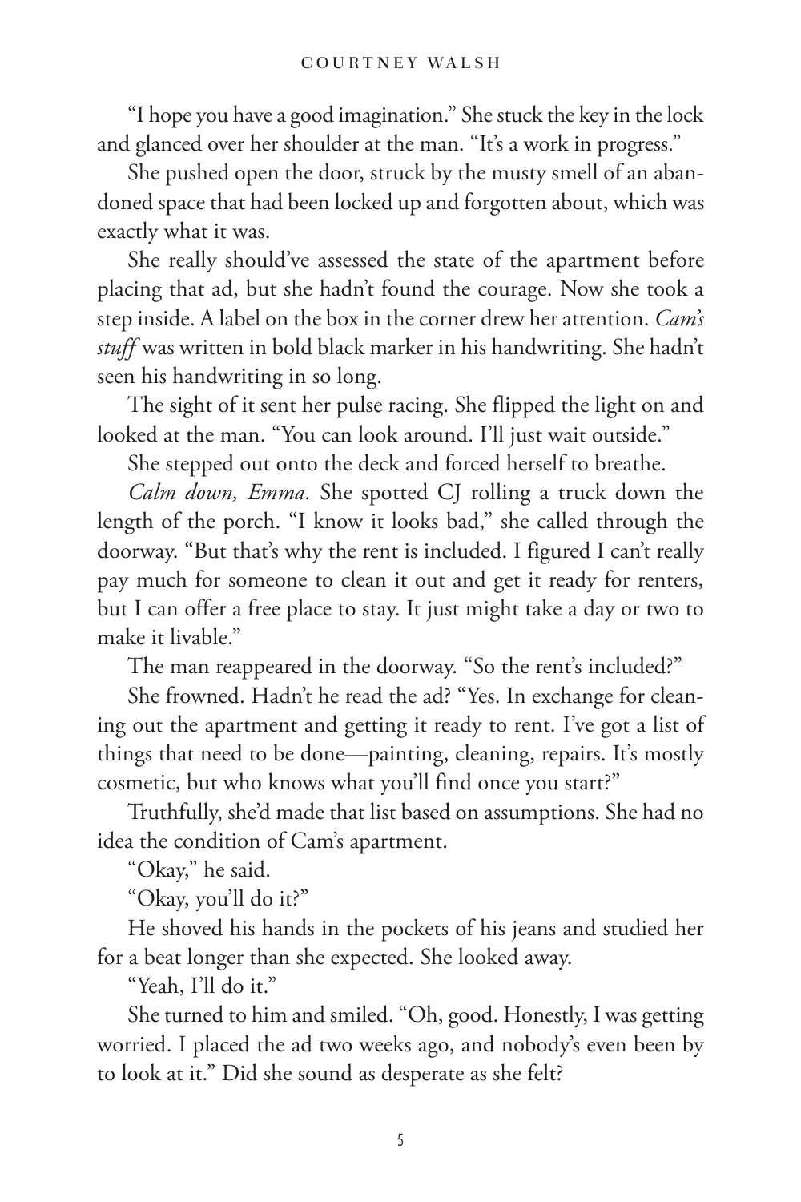"I hope you have a good imagination." She stuck the key in the lock and glanced over her shoulder at the man. "It's a work in progress."

She pushed open the door, struck by the musty smell of an abandoned space that had been locked up and forgotten about, which was exactly what it was.

She really should've assessed the state of the apartment before placing that ad, but she hadn't found the courage. Now she took a step inside. A label on the box in the corner drew her attention. *Cam's stuff* was written in bold black marker in his handwriting. She hadn't seen his handwriting in so long.

The sight of it sent her pulse racing. She flipped the light on and looked at the man. "You can look around. I'll just wait outside."

She stepped out onto the deck and forced herself to breathe.

*Calm down, Emma.* She spotted CJ rolling a truck down the length of the porch. "I know it looks bad," she called through the doorway. "But that's why the rent is included. I figured I can't really pay much for someone to clean it out and get it ready for renters, but I can offer a free place to stay. It just might take a day or two to make it livable."

The man reappeared in the doorway. "So the rent's included?"

She frowned. Hadn't he read the ad? "Yes. In exchange for cleaning out the apartment and getting it ready to rent. I've got a list of things that need to be done—painting, cleaning, repairs. It's mostly cosmetic, but who knows what you'll find once you start?"

Truthfully, she'd made that list based on assumptions. She had no idea the condition of Cam's apartment.

"Okay," he said.

"Okay, you'll do it?"

He shoved his hands in the pockets of his jeans and studied her for a beat longer than she expected. She looked away.

"Yeah, I'll do it."

She turned to him and smiled. "Oh, good. Honestly, I was getting worried. I placed the ad two weeks ago, and nobody's even been by to look at it." Did she sound as desperate as she felt?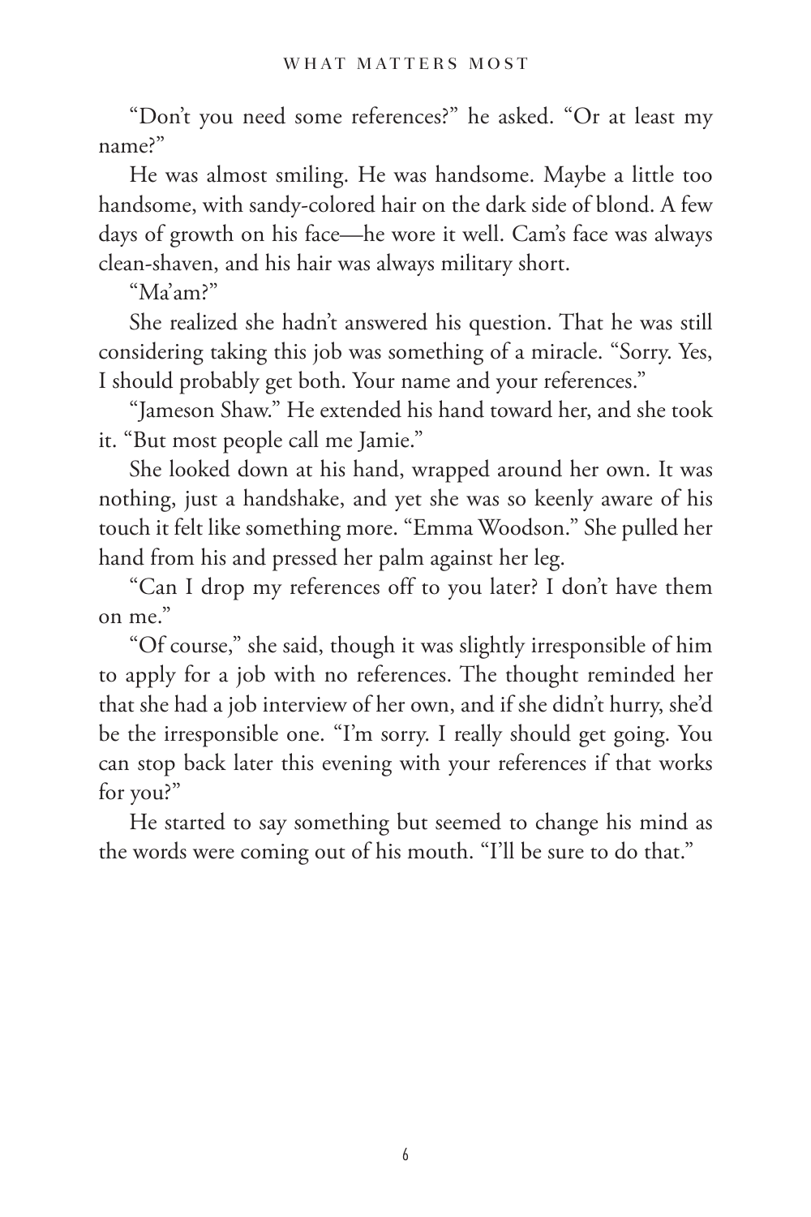"Don't you need some references?" he asked. "Or at least my name?"

He was almost smiling. He was handsome. Maybe a little too handsome, with sandy-colored hair on the dark side of blond. A few days of growth on his face—he wore it well. Cam's face was always clean-shaven, and his hair was always military short.

"Ma'am?"

She realized she hadn't answered his question. That he was still considering taking this job was something of a miracle. "Sorry. Yes, I should probably get both. Your name and your references."

"Jameson Shaw." He extended his hand toward her, and she took it. "But most people call me Jamie."

She looked down at his hand, wrapped around her own. It was nothing, just a handshake, and yet she was so keenly aware of his touch it felt like something more. "Emma Woodson." She pulled her hand from his and pressed her palm against her leg.

"Can I drop my references off to you later? I don't have them on me."

"Of course," she said, though it was slightly irresponsible of him to apply for a job with no references. The thought reminded her that she had a job interview of her own, and if she didn't hurry, she'd be the irresponsible one. "I'm sorry. I really should get going. You can stop back later this evening with your references if that works for you?"

He started to say something but seemed to change his mind as the words were coming out of his mouth. "I'll be sure to do that."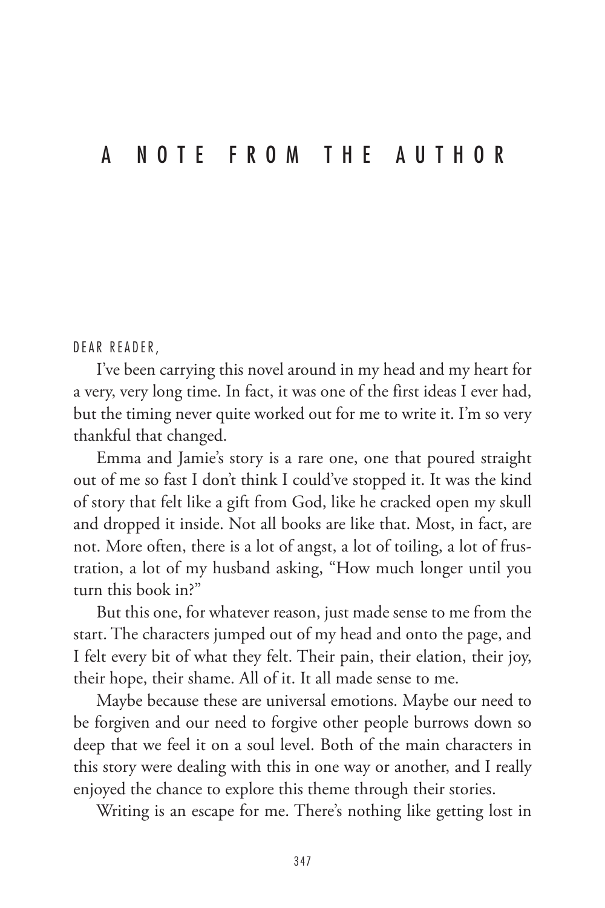# A NOTE FROM THE AUTHOR

DEAR READER,

I've been carrying this novel around in my head and my heart for a very, very long time. In fact, it was one of the first ideas I ever had, but the timing never quite worked out for me to write it. I'm so very thankful that changed.

Emma and Jamie's story is a rare one, one that poured straight out of me so fast I don't think I could've stopped it. It was the kind of story that felt like a gift from God, like he cracked open my skull and dropped it inside. Not all books are like that. Most, in fact, are not. More often, there is a lot of angst, a lot of toiling, a lot of frustration, a lot of my husband asking, "How much longer until you turn this book in?"

But this one, for whatever reason, just made sense to me from the start. The characters jumped out of my head and onto the page, and I felt every bit of what they felt. Their pain, their elation, their joy, their hope, their shame. All of it. It all made sense to me.

Maybe because these are universal emotions. Maybe our need to be forgiven and our need to forgive other people burrows down so deep that we feel it on a soul level. Both of the main characters in this story were dealing with this in one way or another, and I really enjoyed the chance to explore this theme through their stories.

Writing is an escape for me. There's nothing like getting lost in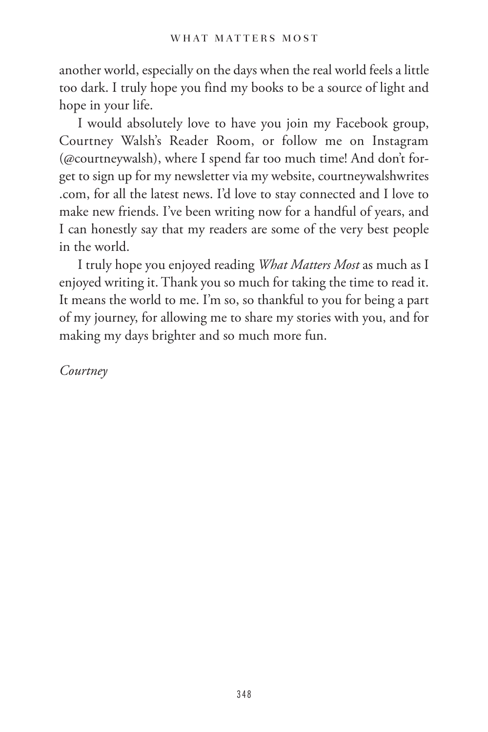another world, especially on the days when the real world feels a little too dark. I truly hope you find my books to be a source of light and hope in your life.

I would absolutely love to have you join my Facebook group, Courtney Walsh's Reader Room, or follow me on Instagram (@courtneywalsh), where I spend far too much time! And don't forget to sign up for my newsletter via my website, courtneywalshwrites.com, for all the latest news. I'd love to stay connected and I love to make new friends. I've been writing now for a handful of years, and I can honestly say that my readers are some of the very best people in the world.

I truly hope you enjoyed reading *What Matters Most* as much as I enjoyed writing it. Thank you so much for taking the time to read it. It means the world to me. I'm so, so thankful to you for being a part of my journey, for allowing me to share my stories with you, and for making my days brighter and so much more fun.

*Courtney*